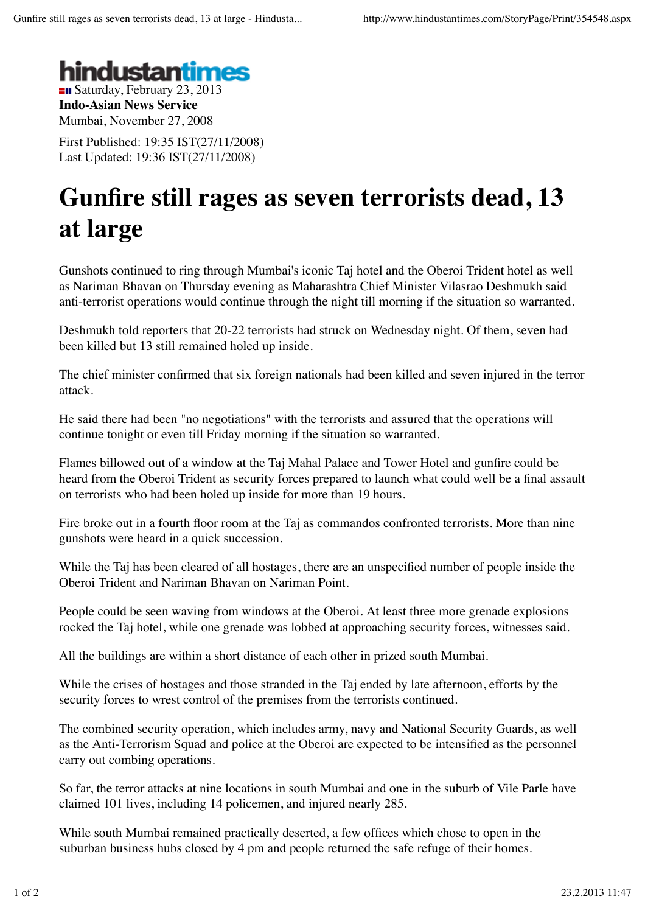hindustantimes

Saturday, February 23, 2013

**Indo-Asian News Service**

Mumbai, November 27, 2008

First Published: 19:35 IST(27/11/2008)
Last Updated: 19:36 IST(27/11/2008)

# Gunfire still rages as seven terrorists dead, 13 at large

Gunshots continued to ring through Mumbai's iconic Taj hotel and the Oberoi Trident hotel as well as Nariman Bhavan on Thursday evening as Maharashtra Chief Minister Vilasrao Deshmukh said anti-terrorist operations would continue through the night till morning if the situation so warranted.

Deshmukh told reporters that 20-22 terrorists had struck on Wednesday night. Of them, seven had been killed but 13 still remained holed up inside.

The chief minister confirmed that six foreign nationals had been killed and seven injured in the terror attack.

He said there had been "no negotiations" with the terrorists and assured that the operations will continue tonight or even till Friday morning if the situation so warranted.

Flames billowed out of a window at the Taj Mahal Palace and Tower Hotel and gunfire could be heard from the Oberoi Trident as security forces prepared to launch what could well be a final assault on terrorists who had been holed up inside for more than 19 hours.

Fire broke out in a fourth floor room at the Taj as commandos confronted terrorists. More than nine gunshots were heard in a quick succession.

While the Taj has been cleared of all hostages, there are an unspecified number of people inside the Oberoi Trident and Nariman Bhavan on Nariman Point.

People could be seen waving from windows at the Oberoi. At least three more grenade explosions rocked the Taj hotel, while one grenade was lobbed at approaching security forces, witnesses said.

All the buildings are within a short distance of each other in prized south Mumbai.

While the crises of hostages and those stranded in the Taj ended by late afternoon, efforts by the security forces to wrest control of the premises from the terrorists continued.

The combined security operation, which includes army, navy and National Security Guards, as well as the Anti-Terrorism Squad and police at the Oberoi are expected to be intensified as the personnel carry out combing operations.

So far, the terror attacks at nine locations in south Mumbai and one in the suburb of Vile Parle have claimed 101 lives, including 14 policemen, and injured nearly 285.

While south Mumbai remained practically deserted, a few offices which chose to open in the suburban business hubs closed by 4 pm and people returned the safe refuge of their homes.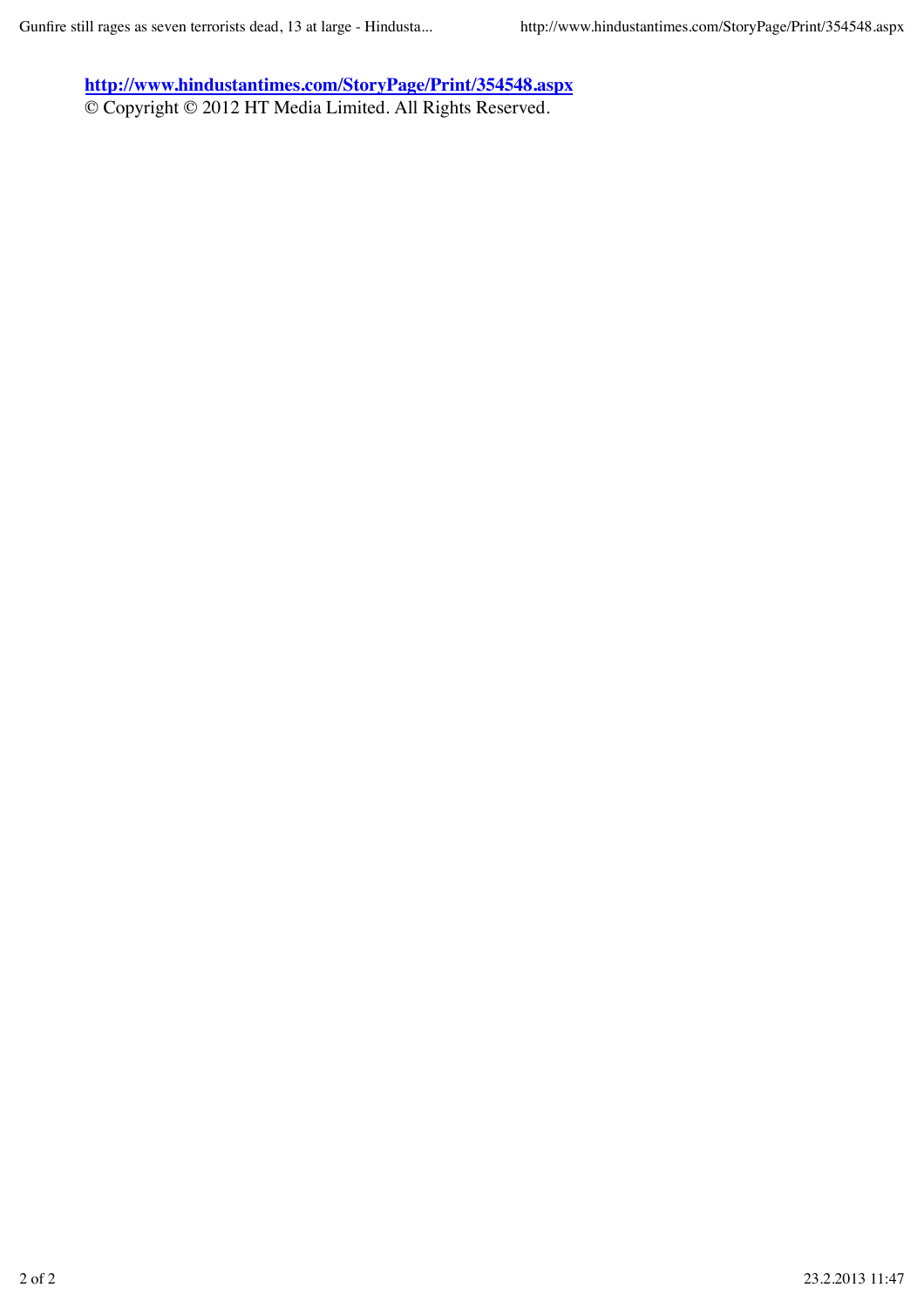**[http://www.hindustantimes.com/StoryPage/Print/354548.aspx](http://www.hindustantimes.com/StoryPage/Print/354548.aspx)**
© Copyright © 2012 HT Media Limited. All Rights Reserved.